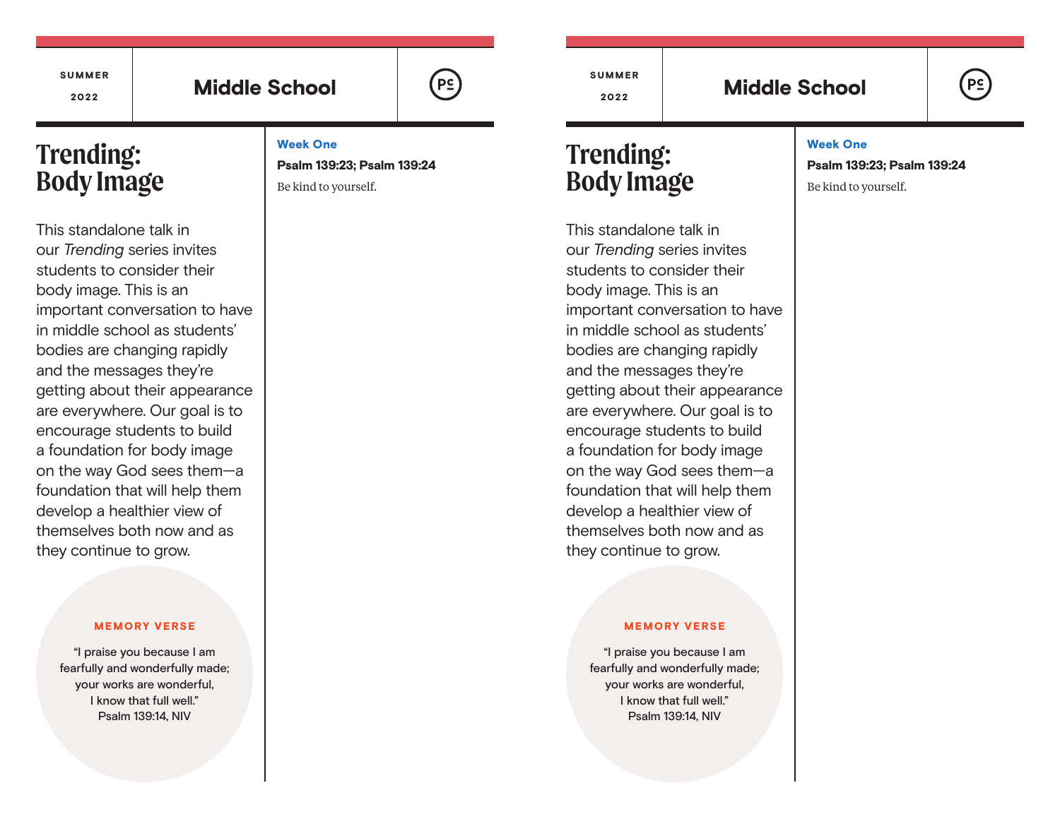SUMMER 2022

# Middle School

## Trending: Body Image

This standalone talk in our *Trending* series invites students to consider their body image. This is an important conversation to have in middle school as students' bodies are changing rapidly and the messages they're getting about their appearance are everywhere. Our goal is to encourage students to build a foundation for body image on the way God sees them—a foundation that will help them develop a healthier view of themselves both now and as they continue to grow.

**MEMORY VERSE**

"I praise you because I am fearfully and wonderfully made; your works are wonderful, I know that full well."
Psalm 139:14, NIV

**Week One**

**Psalm 139:23; Psalm 139:24**

Be kind to yourself.

SUMMER 2022

# Middle School

## Trending: Body Image

This standalone talk in our *Trending* series invites students to consider their body image. This is an important conversation to have in middle school as students' bodies are changing rapidly and the messages they're getting about their appearance are everywhere. Our goal is to encourage students to build a foundation for body image on the way God sees them—a foundation that will help them develop a healthier view of themselves both now and as they continue to grow.

**MEMORY VERSE**

"I praise you because I am fearfully and wonderfully made; your works are wonderful, I know that full well."
Psalm 139:14, NIV

**Week One**

**Psalm 139:23; Psalm 139:24**

Be kind to yourself.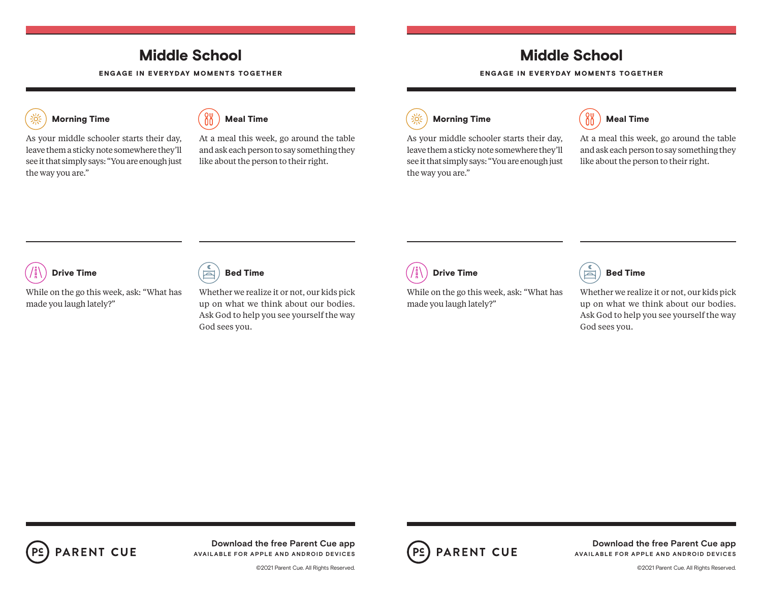# Middle School

**ENGAGE IN EVERYDAY MOMENTS TOGETHER**

### Morning Time

As your middle schooler starts their day, leave them a sticky note somewhere they'll see it that simply says: "You are enough just the way you are."

### Meal Time

At a meal this week, go around the table and ask each person to say something they like about the person to their right.

### Drive Time

While on the go this week, ask: "What has made you laugh lately?"

### Bed Time

Whether we realize it or not, our kids pick up on what we think about our bodies. Ask God to help you see yourself the way God sees you.

PARENT CUE

**Download the free Parent Cue app**

AVAILABLE FOR APPLE AND ANDROID DEVICES

©2021 Parent Cue. All Rights Reserved.

# Middle School

**ENGAGE IN EVERYDAY MOMENTS TOGETHER**

### Morning Time

As your middle schooler starts their day, leave them a sticky note somewhere they'll see it that simply says: "You are enough just the way you are."

### Meal Time

At a meal this week, go around the table and ask each person to say something they like about the person to their right.

### Drive Time

While on the go this week, ask: "What has made you laugh lately?"

### Bed Time

Whether we realize it or not, our kids pick up on what we think about our bodies. Ask God to help you see yourself the way God sees you.

PARENT CUE

**Download the free Parent Cue app**

AVAILABLE FOR APPLE AND ANDROID DEVICES

©2021 Parent Cue. All Rights Reserved.